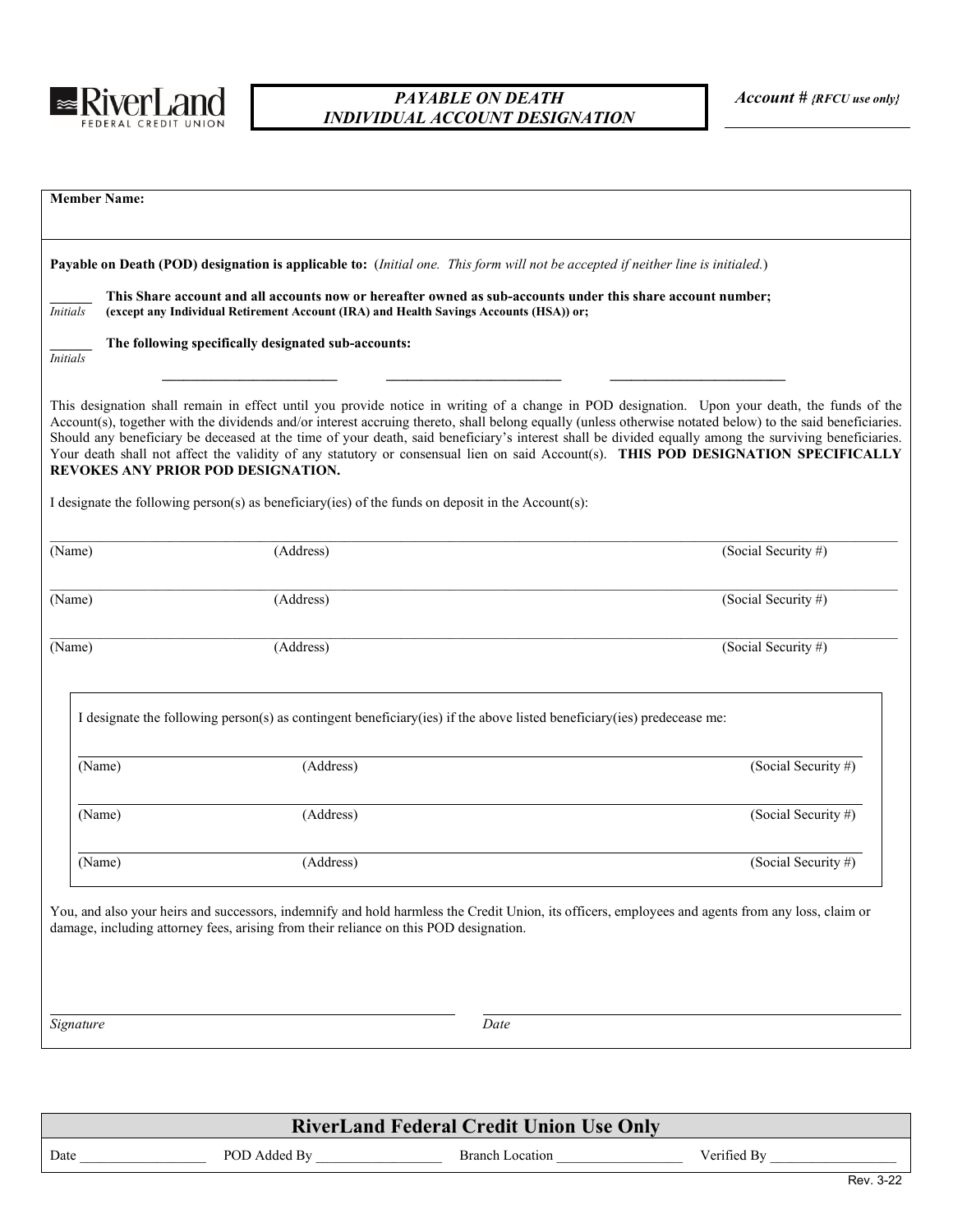RiverLand FEDERAL CREDIT UNION

# PAYABLE ON DEATH INDIVIDUAL ACCOUNT DESIGNATION

**Account #** *{RFCU use only}* ____________________

**Member Name:**

**Payable on Death (POD) designation is applicable to:** (*Initial one. This form will not be accepted if neither line is initialized.*)

______ **This Share account and all accounts now or hereafter owned as sub-accounts under this share account number;**
*Initials* **(except any Individual Retirement Account (IRA) and Health Savings Accounts (HSA)) or;**

______ **The following specifically designated sub-accounts:**
*Initials*

________________________ ________________________ ________________________

This designation shall remain in effect until you provide notice in writing of a change in POD designation. Upon your death, the funds of the Account(s), together with the dividends and/or interest accruing thereto, shall belong equally (unless otherwise notated below) to the said beneficiaries. Should any beneficiary be deceased at the time of your death, said beneficiary's interest shall be divided equally among the surviving beneficiaries. Your death shall not affect the validity of any statutory or consensual lien on said Account(s). **THIS POD DESIGNATION SPECIFICALLY REVOKES ANY PRIOR POD DESIGNATION.**

I designate the following person(s) as beneficiary(ies) of the funds on deposit in the Account(s):

| (Name) | (Address) | (Social Security #) |
|---|---|---|
| | | |
| | | |

(Name) (Address) (Social Security #)

(Name) (Address) (Social Security #)

(Name) (Address) (Social Security #)

I designate the following person(s) as contingent beneficiary(ies) if the above listed beneficiary(ies) predecease me:

(Name) (Address) (Social Security #)

(Name) (Address) (Social Security #)

(Name) (Address) (Social Security #)

You, and also your heirs and successors, indemnify and hold harmless the Credit Union, its officers, employees and agents from any loss, claim or damage, including attorney fees, arising from their reliance on this POD designation.

______________________________ ______________________________
*Signature* *Date*

## RiverLand Federal Credit Union Use Only

Date ______________ POD Added By ______________ Branch Location ______________ Verified By ______________

Rev. 3-22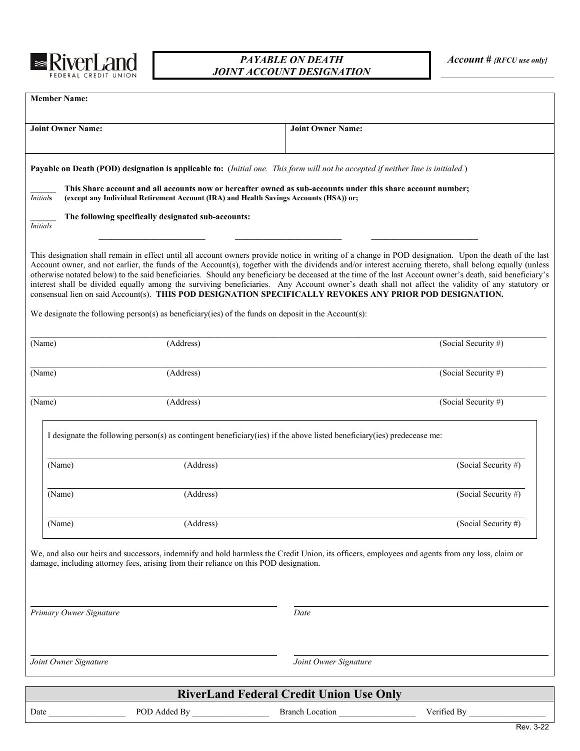**RiverLand** FEDERAL CREDIT UNION

# *PAYABLE ON DEATH JOINT ACCOUNT DESIGNATION*

***Account #*** *{RFCU use only}* ____________________

**Member Name:**

| **Joint Owner Name:** | **Joint Owner Name:** |
|---|---|
| | |

**Payable on Death (POD) designation is applicable to:** (*Initial one. This form will not be accepted if neither line is initialed.*)

______ *Initials* **This Share account and all accounts now or hereafter owned as sub-accounts under this share account number; (except any Individual Retirement Account (IRA) and Health Savings Accounts (HSA)) or;**

______ *Initials* **The following specifically designated sub-accounts:**

________________________ ________________________ ________________________

This designation shall remain in effect until all account owners provide notice in writing of a change in POD designation. Upon the death of the last Account owner, and not earlier, the funds of the Account(s), together with the dividends and/or interest accruing thereto, shall belong equally (unless otherwise notated below) to the said beneficiaries. Should any beneficiary be deceased at the time of the last Account owner's death, said beneficiary's interest shall be divided equally among the surviving beneficiaries. Any Account owner's death shall not affect the validity of any statutory or consensual lien on said Account(s). **THIS POD DESIGNATION SPECIFICALLY REVOKES ANY PRIOR POD DESIGNATION.**

We designate the following person(s) as beneficiary(ies) of the funds on deposit in the Account(s):

______________________________________________________________________

(Name) (Address) (Social Security #)

______________________________________________________________________

(Name) (Address) (Social Security #)

______________________________________________________________________

(Name) (Address) (Social Security #)

I designate the following person(s) as contingent beneficiary(ies) if the above listed beneficiary(ies) predecease me:

______________________________________________________________________

(Name) (Address) (Social Security #)

______________________________________________________________________

(Name) (Address) (Social Security #)

______________________________________________________________________

(Name) (Address) (Social Security #)

We, and also our heirs and successors, indemnify and hold harmless the Credit Union, its officers, employees and agents from any loss, claim or damage, including attorney fees, arising from their reliance on this POD designation.

______________________________ ______________________________

*Primary Owner Signature* *Date*

______________________________ ______________________________

*Joint Owner Signature* *Joint Owner Signature*

## RiverLand Federal Credit Union Use Only

Date ________________ POD Added By ________________ Branch Location ________________ Verified By ________________

Rev. 3-22